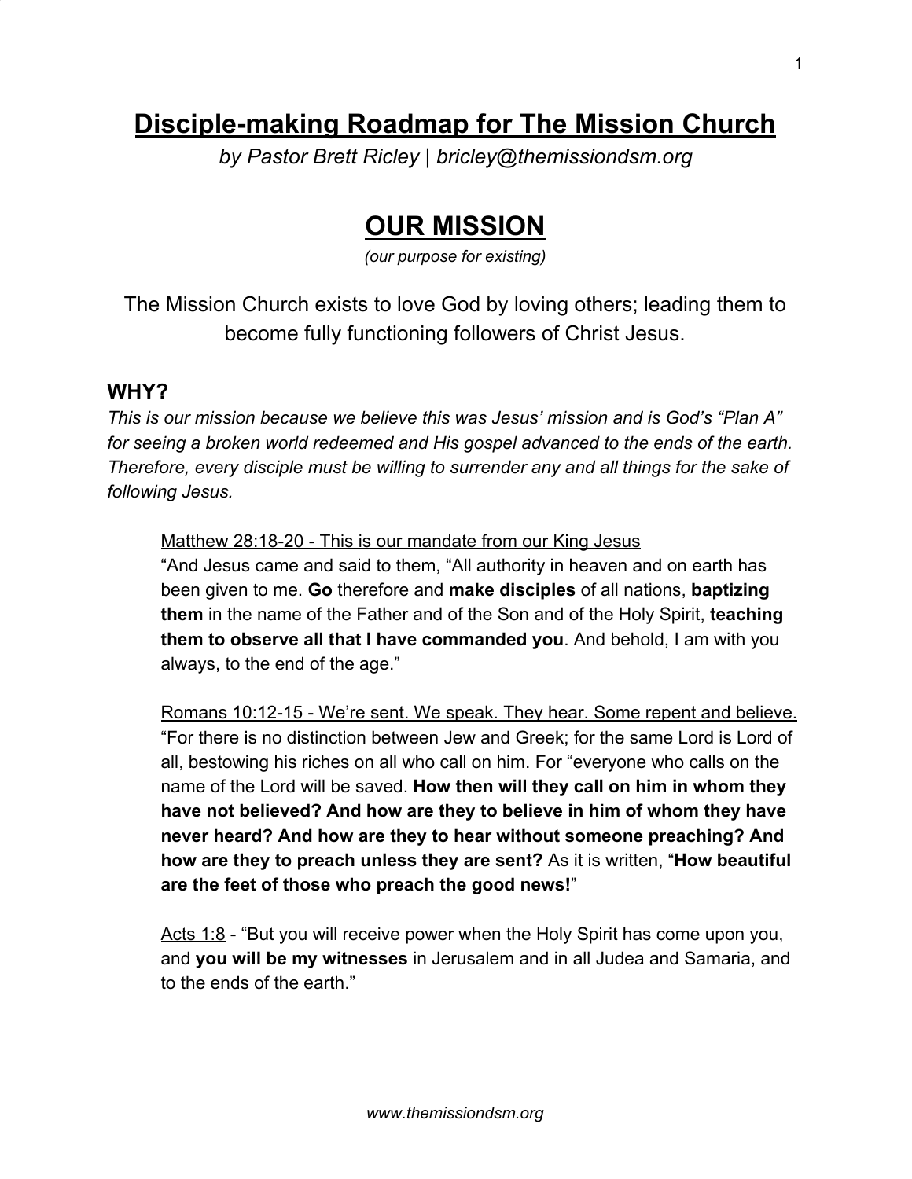# Disciple-making Roadmap for The Mission Church

*by Pastor Brett Ricley | bricley@themissiondsm.org*

# OUR MISSION

*(our purpose for existing)*

The Mission Church exists to love God by loving others; leading them to become fully functioning followers of Christ Jesus.

### WHY?

*This is our mission because we believe this was Jesus' mission and is God's "Plan A" for seeing a broken world redeemed and His gospel advanced to the ends of the earth. Therefore, every disciple must be willing to surrender any and all things for the sake of following Jesus.*

Matthew 28:18-20 - This is our mandate from our King Jesus

"And Jesus came and said to them, "All authority in heaven and on earth has been given to me. **Go** therefore and **make disciples** of all nations, **baptizing them** in the name of the Father and of the Son and of the Holy Spirit, **teaching them to observe all that I have commanded you**. And behold, I am with you always, to the end of the age."

Romans 10:12-15 - We're sent. We speak. They hear. Some repent and believe.

"For there is no distinction between Jew and Greek; for the same Lord is Lord of all, bestowing his riches on all who call on him. For "everyone who calls on the name of the Lord will be saved. **How then will they call on him in whom they have not believed? And how are they to believe in him of whom they have never heard? And how are they to hear without someone preaching? And how are they to preach unless they are sent?** As it is written, "**How beautiful are the feet of those who preach the good news!**"

Acts 1:8 - "But you will receive power when the Holy Spirit has come upon you, and **you will be my witnesses** in Jerusalem and in all Judea and Samaria, and to the ends of the earth."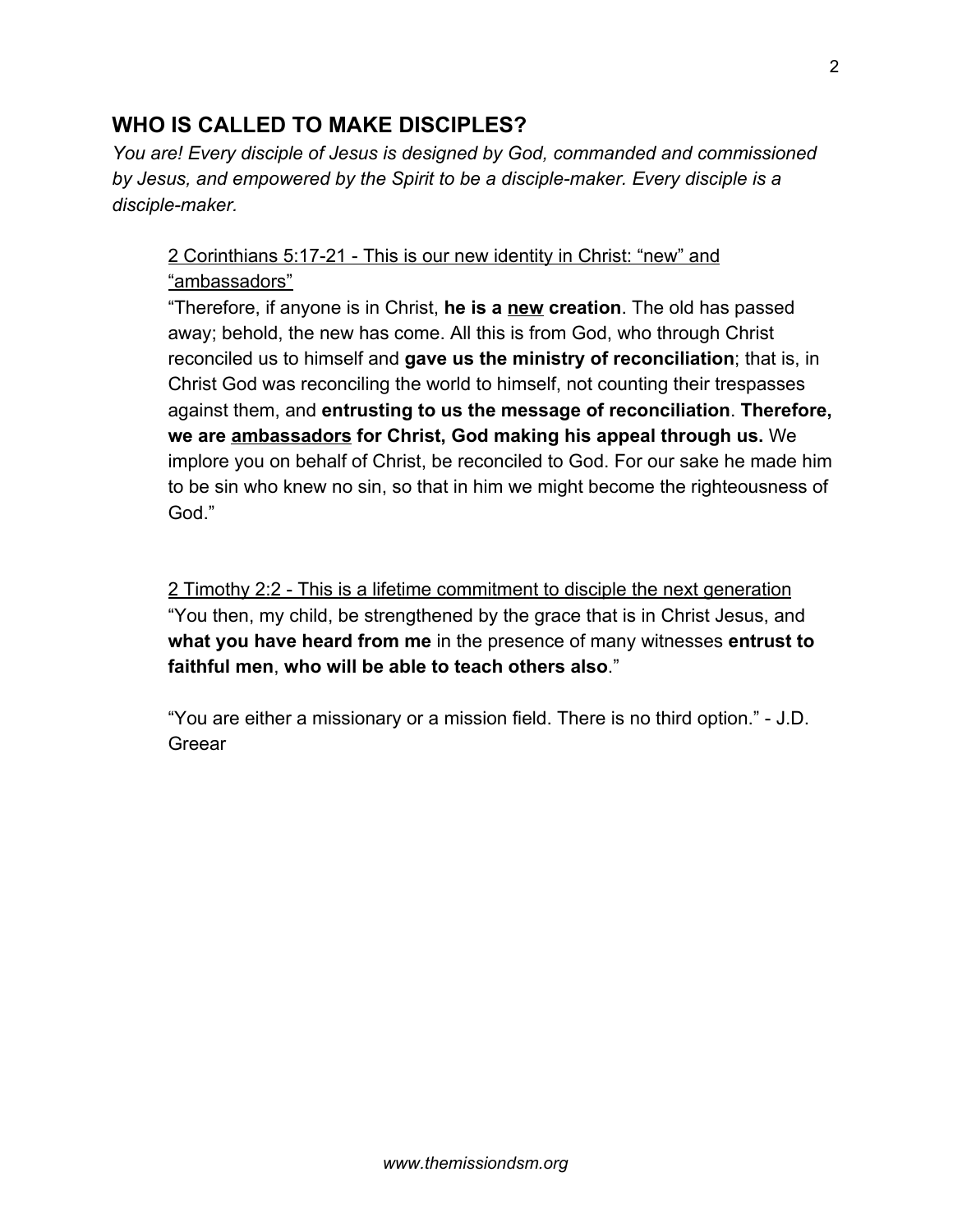## WHO IS CALLED TO MAKE DISCIPLES?

*You are! Every disciple of Jesus is designed by God, commanded and commissioned by Jesus, and empowered by the Spirit to be a disciple-maker. Every disciple is a disciple-maker.*

<u>2 Corinthians 5:17-21 - This is our new identity in Christ: “new” and “ambassadors”</u>

“Therefore, if anyone is in Christ, **he is a <u>new</u> creation**. The old has passed away; behold, the new has come. All this is from God, who through Christ reconciled us to himself and **gave us the ministry of reconciliation**; that is, in Christ God was reconciling the world to himself, not counting their trespasses against them, and **entrusting to us the message of reconciliation**. **Therefore, we are <u>ambassadors</u> for Christ, God making his appeal through us.** We implore you on behalf of Christ, be reconciled to God. For our sake he made him to be sin who knew no sin, so that in him we might become the righteousness of God.”

<u>2 Timothy 2:2 - This is a lifetime commitment to disciple the next generation</u>

“You then, my child, be strengthened by the grace that is in Christ Jesus, and **what you have heard from me** in the presence of many witnesses **entrust to faithful men**, **who will be able to teach others also**.”

“You are either a missionary or a mission field. There is no third option.” - J.D. Greear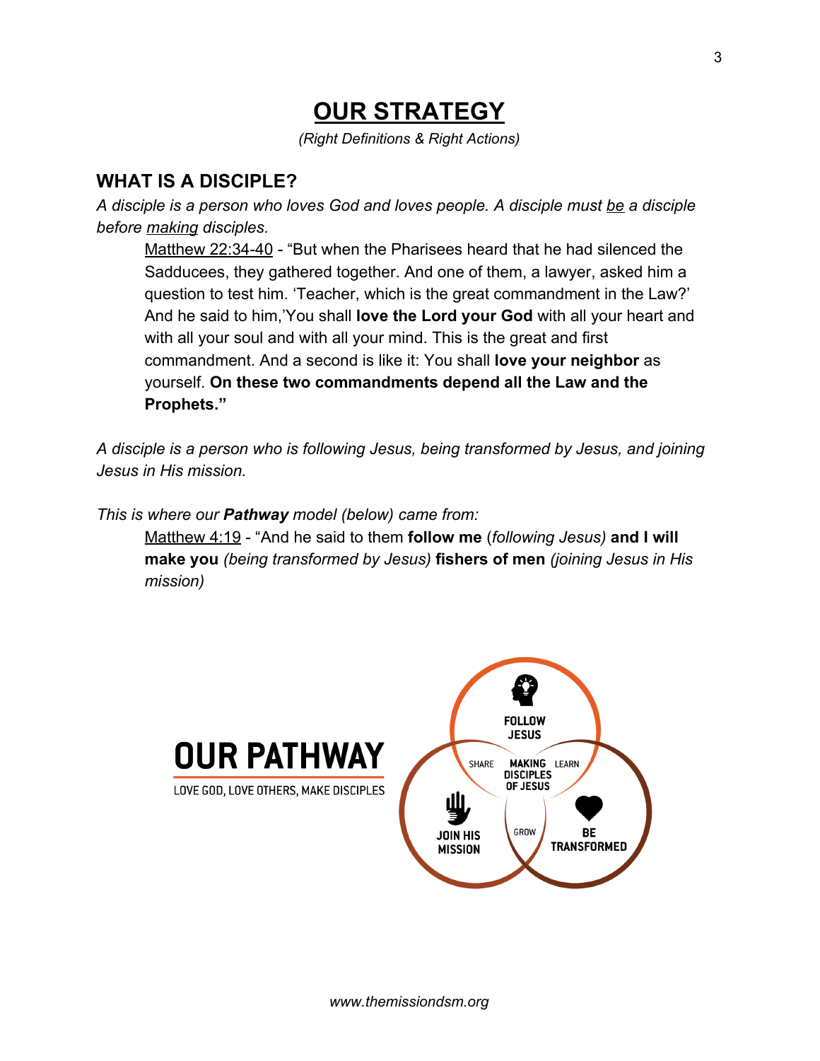# OUR STRATEGY

*(Right Definitions & Right Actions)*

## WHAT IS A DISCIPLE?

*A disciple is a person who loves God and loves people. A disciple must be a disciple before making disciples.*

> Matthew 22:34-40 - "But when the Pharisees heard that he had silenced the Sadducees, they gathered together. And one of them, a lawyer, asked him a question to test him. 'Teacher, which is the great commandment in the Law?' And he said to him,'You shall **love the Lord your God** with all your heart and with all your soul and with all your mind. This is the great and first commandment. And a second is like it: You shall **love your neighbor** as yourself. **On these two commandments depend all the Law and the Prophets."**

*A disciple is a person who is following Jesus, being transformed by Jesus, and joining Jesus in His mission.*

*This is where our **Pathway** model (below) came from:*

> Matthew 4:19 - "And he said to them **follow me** (*following Jesus)* **and I will make you** *(being transformed by Jesus)* **fishers of men** *(joining Jesus in His mission)*

**OUR PATHWAY**

LOVE GOD, LOVE OTHERS, MAKE DISCIPLES

FOLLOW JESUS — SHARE — MAKING DISCIPLES OF JESUS — LEARN — JOIN HIS MISSION — GROW — BE TRANSFORMED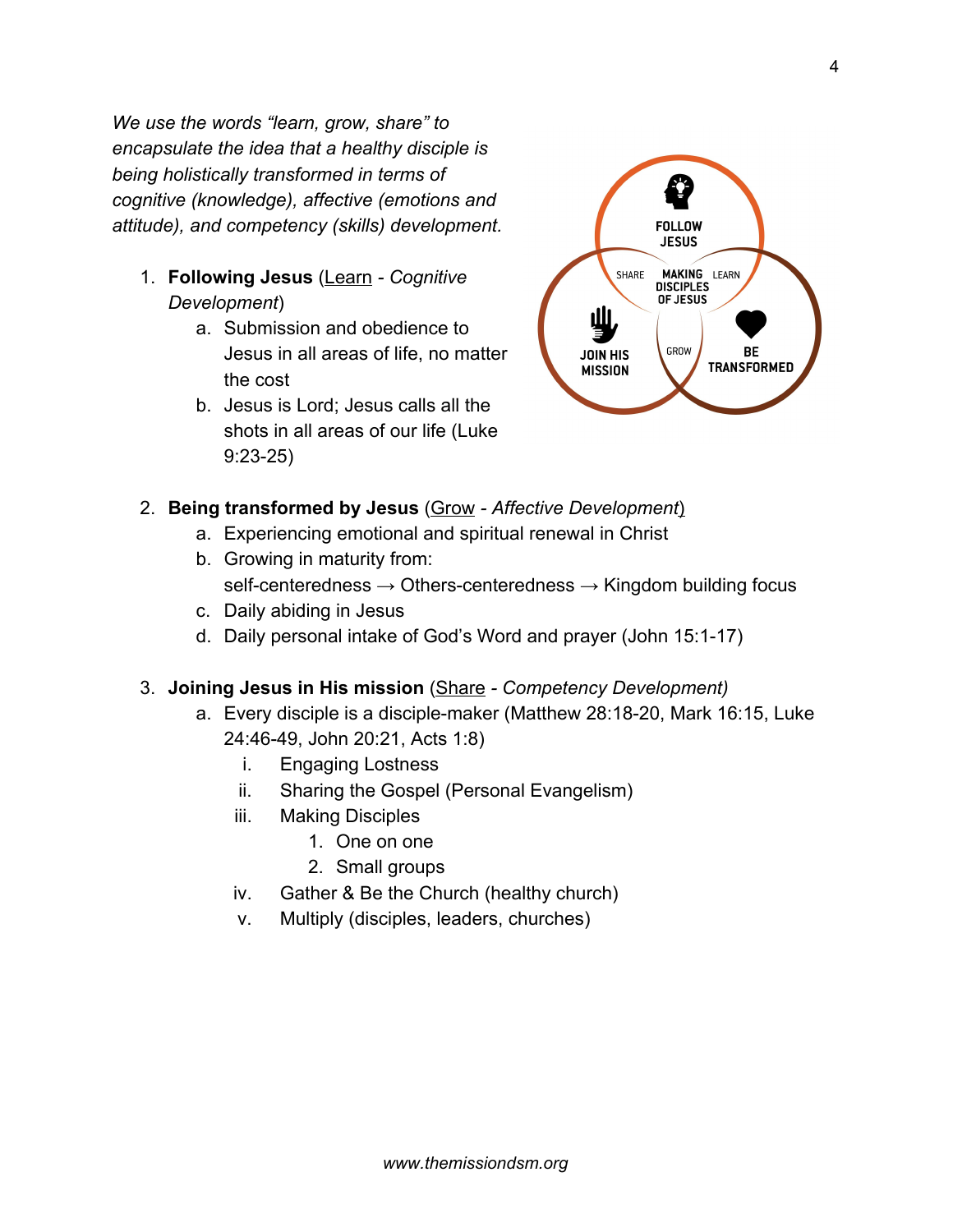*We use the words "learn, grow, share" to encapsulate the idea that a healthy disciple is being holistically transformed in terms of cognitive (knowledge), affective (emotions and attitude), and competency (skills) development.*

1. **Following Jesus** (Learn - *Cognitive Development*)
    a. Submission and obedience to Jesus in all areas of life, no matter the cost
    b. Jesus is Lord; Jesus calls all the shots in all areas of our life (Luke 9:23-25)

2. **Being transformed by Jesus** (Grow - *Affective Development*)
    a. Experiencing emotional and spiritual renewal in Christ
    b. Growing in maturity from:
       self-centeredness → Others-centeredness → Kingdom building focus
    c. Daily abiding in Jesus
    d. Daily personal intake of God's Word and prayer (John 15:1-17)

3. **Joining Jesus in His mission** (Share - *Competency Development)*
    a. Every disciple is a disciple-maker (Matthew 28:18-20, Mark 16:15, Luke 24:46-49, John 20:21, Acts 1:8)
        i. Engaging Lostness
        ii. Sharing the Gospel (Personal Evangelism)
        iii. Making Disciples
            1. One on one
            2. Small groups
        iv. Gather & Be the Church (healthy church)
        v. Multiply (disciples, leaders, churches)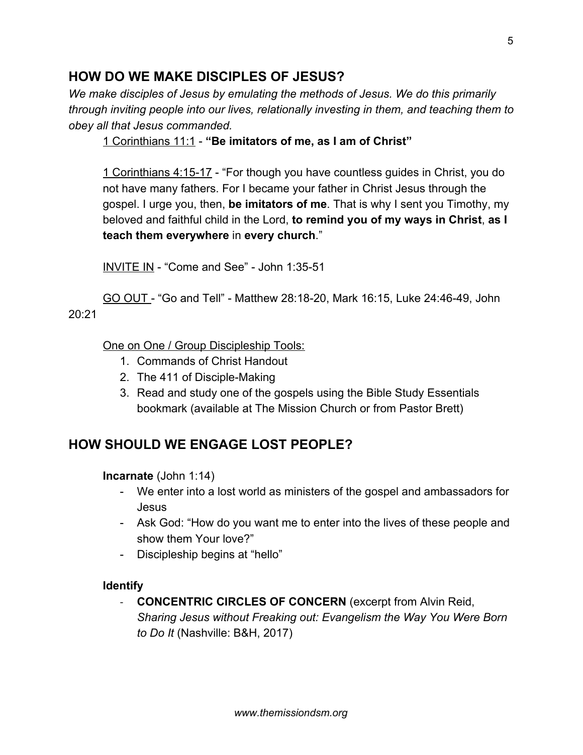## HOW DO WE MAKE DISCIPLES OF JESUS?

*We make disciples of Jesus by emulating the methods of Jesus. We do this primarily through inviting people into our lives, relationally investing in them, and teaching them to obey all that Jesus commanded.*

1 Corinthians 11:1 - **"Be imitators of me, as I am of Christ"**

1 Corinthians 4:15-17 - "For though you have countless guides in Christ, you do not have many fathers. For I became your father in Christ Jesus through the gospel. I urge you, then, **be imitators of me**. That is why I sent you Timothy, my beloved and faithful child in the Lord, **to remind you of my ways in Christ**, **as I teach them everywhere** in **every church**."

INVITE IN - "Come and See" - John 1:35-51

GO OUT - "Go and Tell" - Matthew 28:18-20, Mark 16:15, Luke 24:46-49, John 20:21

One on One / Group Discipleship Tools:

1. Commands of Christ Handout
2. The 411 of Disciple-Making
3. Read and study one of the gospels using the Bible Study Essentials bookmark (available at The Mission Church or from Pastor Brett)

## HOW SHOULD WE ENGAGE LOST PEOPLE?

**Incarnate** (John 1:14)

- We enter into a lost world as ministers of the gospel and ambassadors for Jesus
- Ask God: "How do you want me to enter into the lives of these people and show them Your love?"
- Discipleship begins at "hello"

**Identify**

- **CONCENTRIC CIRCLES OF CONCERN** (excerpt from Alvin Reid, *Sharing Jesus without Freaking out: Evangelism the Way You Were Born to Do It* (Nashville: B&H, 2017)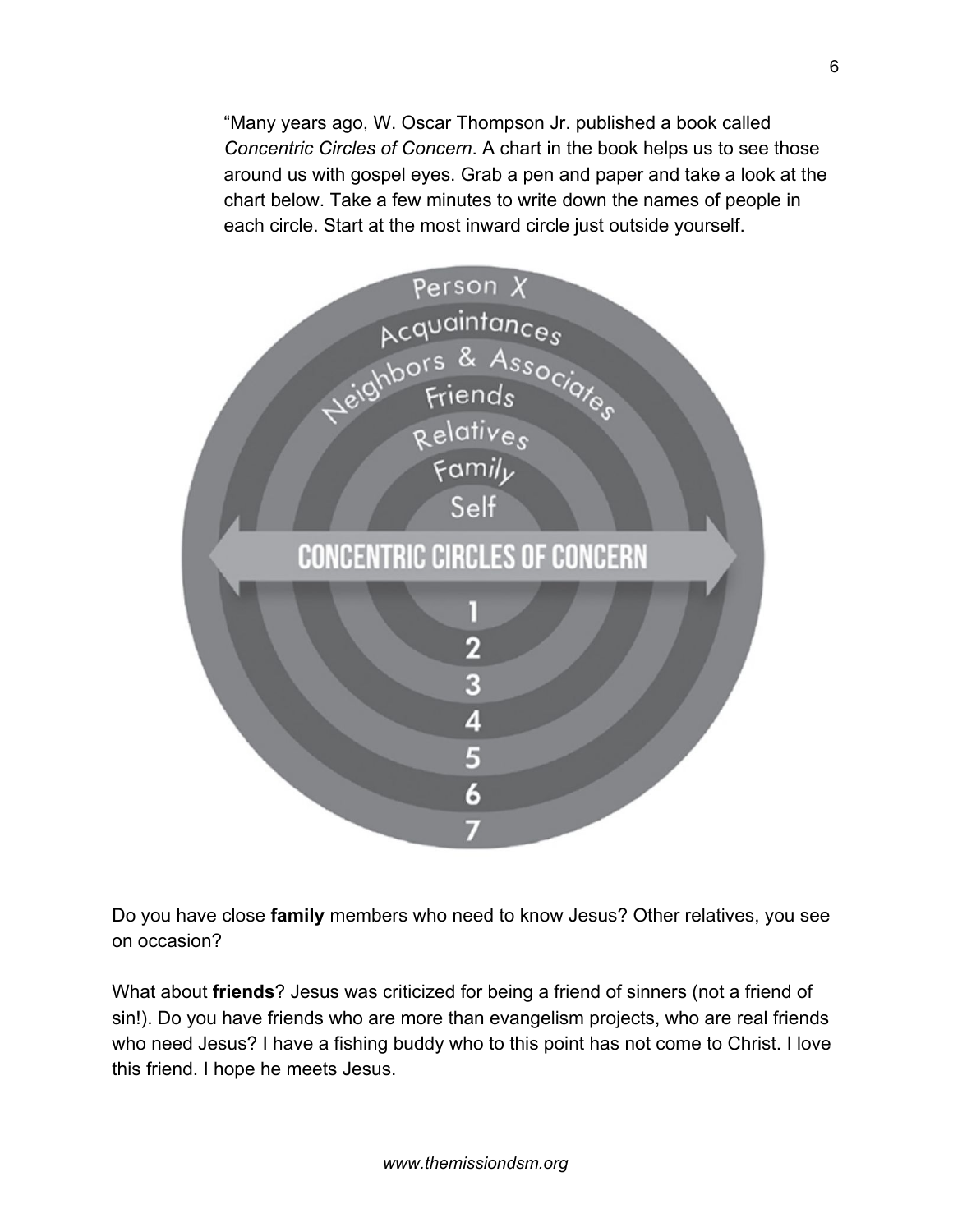"Many years ago, W. Oscar Thompson Jr. published a book called *Concentric Circles of Concern*. A chart in the book helps us to see those around us with gospel eyes. Grab a pen and paper and take a look at the chart below. Take a few minutes to write down the names of people in each circle. Start at the most inward circle just outside yourself.

**CONCENTRIC CIRCLES OF CONCERN**

1. Self
2. Family
3. Relatives
4. Friends
5. Neighbors & Associates
6. Acquaintances
7. Person X

Do you have close **family** members who need to know Jesus? Other relatives, you see on occasion?

What about **friends**? Jesus was criticized for being a friend of sinners (not a friend of sin!). Do you have friends who are more than evangelism projects, who are real friends who need Jesus? I have a fishing buddy who to this point has not come to Christ. I love this friend. I hope he meets Jesus.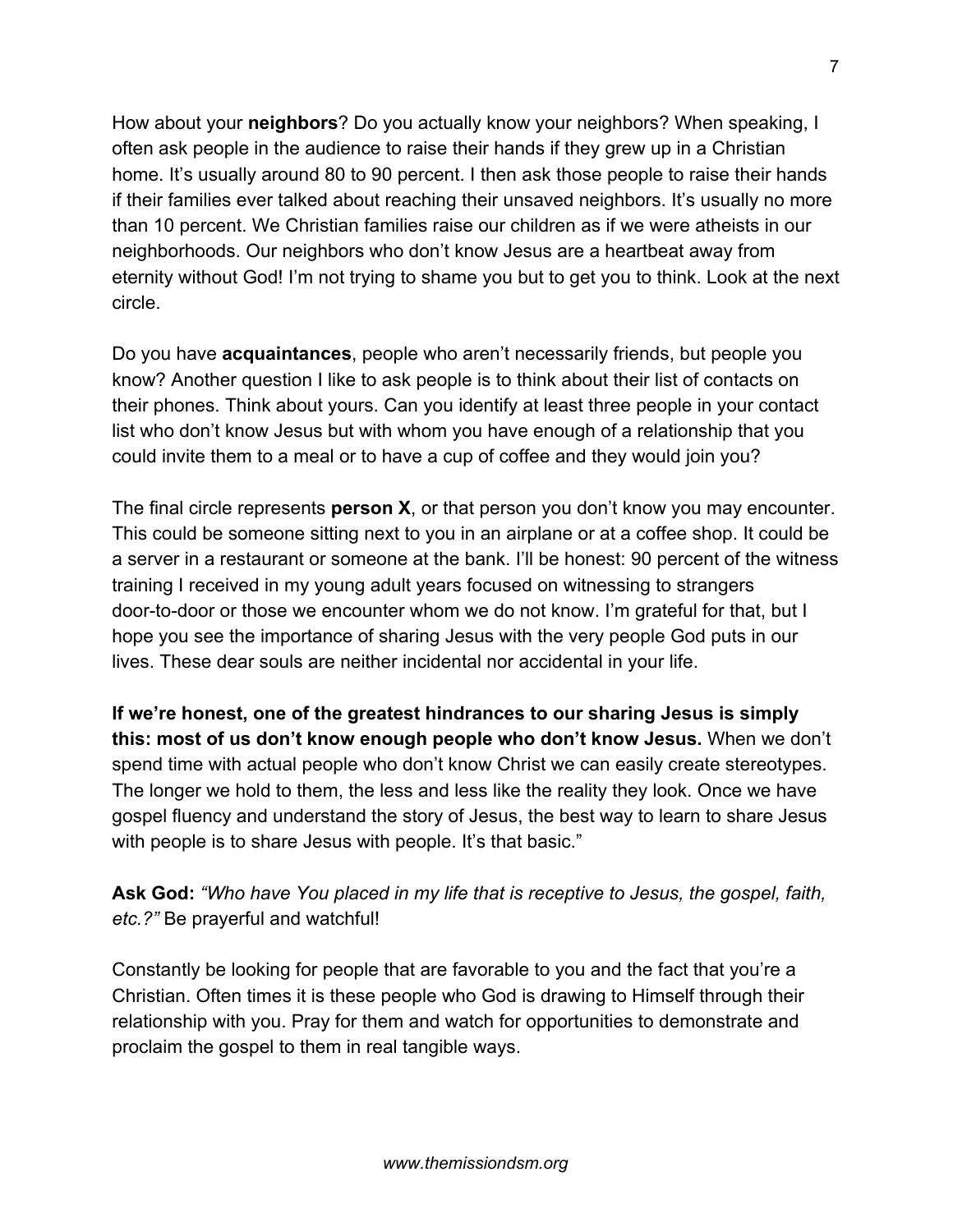How about your **neighbors**? Do you actually know your neighbors? When speaking, I often ask people in the audience to raise their hands if they grew up in a Christian home. It's usually around 80 to 90 percent. I then ask those people to raise their hands if their families ever talked about reaching their unsaved neighbors. It's usually no more than 10 percent. We Christian families raise our children as if we were atheists in our neighborhoods. Our neighbors who don't know Jesus are a heartbeat away from eternity without God! I'm not trying to shame you but to get you to think. Look at the next circle.

Do you have **acquaintances**, people who aren't necessarily friends, but people you know? Another question I like to ask people is to think about their list of contacts on their phones. Think about yours. Can you identify at least three people in your contact list who don't know Jesus but with whom you have enough of a relationship that you could invite them to a meal or to have a cup of coffee and they would join you?

The final circle represents **person X**, or that person you don't know you may encounter. This could be someone sitting next to you in an airplane or at a coffee shop. It could be a server in a restaurant or someone at the bank. I'll be honest: 90 percent of the witness training I received in my young adult years focused on witnessing to strangers door-to-door or those we encounter whom we do not know. I'm grateful for that, but I hope you see the importance of sharing Jesus with the very people God puts in our lives. These dear souls are neither incidental nor accidental in your life.

**If we're honest, one of the greatest hindrances to our sharing Jesus is simply this: most of us don't know enough people who don't know Jesus.** When we don't spend time with actual people who don't know Christ we can easily create stereotypes. The longer we hold to them, the less and less like the reality they look. Once we have gospel fluency and understand the story of Jesus, the best way to learn to share Jesus with people is to share Jesus with people. It's that basic."

**Ask God:** *"Who have You placed in my life that is receptive to Jesus, the gospel, faith, etc.?"* Be prayerful and watchful!

Constantly be looking for people that are favorable to you and the fact that you're a Christian. Often times it is these people who God is drawing to Himself through their relationship with you. Pray for them and watch for opportunities to demonstrate and proclaim the gospel to them in real tangible ways.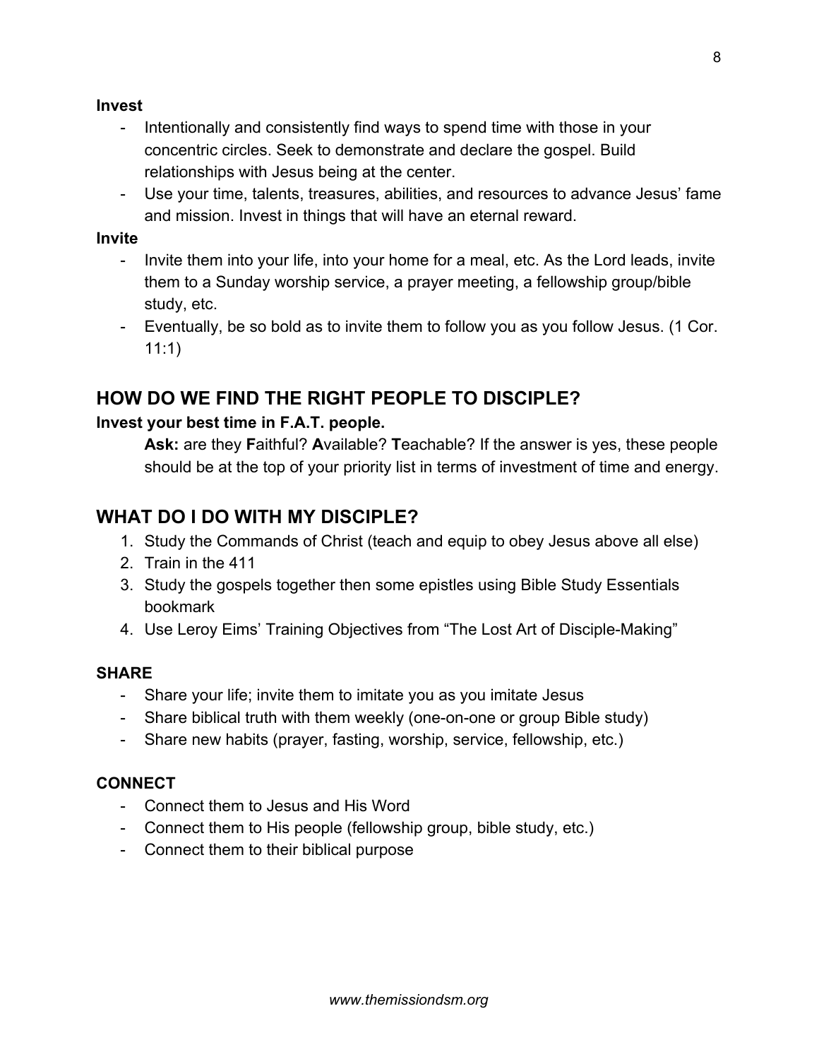**Invest**

- Intentionally and consistently find ways to spend time with those in your concentric circles. Seek to demonstrate and declare the gospel. Build relationships with Jesus being at the center.
- Use your time, talents, treasures, abilities, and resources to advance Jesus' fame and mission. Invest in things that will have an eternal reward.

**Invite**

- Invite them into your life, into your home for a meal, etc. As the Lord leads, invite them to a Sunday worship service, a prayer meeting, a fellowship group/bible study, etc.
- Eventually, be so bold as to invite them to follow you as you follow Jesus. (1 Cor. 11:1)

## HOW DO WE FIND THE RIGHT PEOPLE TO DISCIPLE?

**Invest your best time in F.A.T. people.**

**Ask:** are they **F**aithful? **A**vailable? **T**eachable? If the answer is yes, these people should be at the top of your priority list in terms of investment of time and energy.

## WHAT DO I DO WITH MY DISCIPLE?

1. Study the Commands of Christ (teach and equip to obey Jesus above all else)
2. Train in the 411
3. Study the gospels together then some epistles using Bible Study Essentials bookmark
4. Use Leroy Eims' Training Objectives from "The Lost Art of Disciple-Making"

**SHARE**

- Share your life; invite them to imitate you as you imitate Jesus
- Share biblical truth with them weekly (one-on-one or group Bible study)
- Share new habits (prayer, fasting, worship, service, fellowship, etc.)

**CONNECT**

- Connect them to Jesus and His Word
- Connect them to His people (fellowship group, bible study, etc.)
- Connect them to their biblical purpose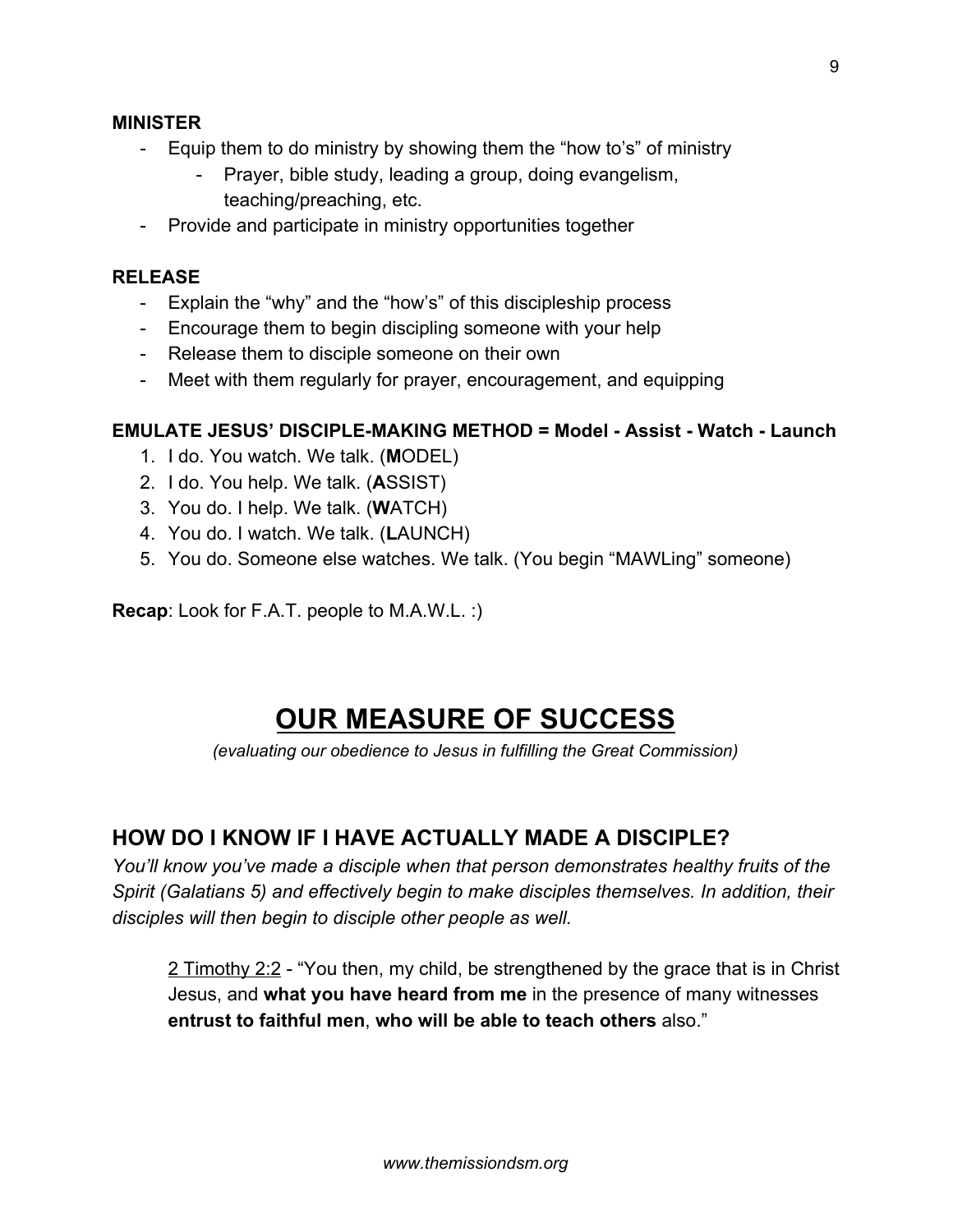**MINISTER**

- Equip them to do ministry by showing them the "how to's" of ministry
    - Prayer, bible study, leading a group, doing evangelism, teaching/preaching, etc.
- Provide and participate in ministry opportunities together

**RELEASE**

- Explain the "why" and the "how's" of this discipleship process
- Encourage them to begin discipling someone with your help
- Release them to disciple someone on their own
- Meet with them regularly for prayer, encouragement, and equipping

**EMULATE JESUS' DISCIPLE-MAKING METHOD = Model - Assist - Watch - Launch**

1. I do. You watch. We talk. (**M**ODEL)
2. I do. You help. We talk. (**A**SSIST)
3. You do. I help. We talk. (**W**ATCH)
4. You do. I watch. We talk. (**L**AUNCH)
5. You do. Someone else watches. We talk. (You begin "MAWLing" someone)

**Recap**: Look for F.A.T. people to M.A.W.L. :)

# OUR MEASURE OF SUCCESS

*(evaluating our obedience to Jesus in fulfilling the Great Commission)*

## HOW DO I KNOW IF I HAVE ACTUALLY MADE A DISCIPLE?

*You'll know you've made a disciple when that person demonstrates healthy fruits of the Spirit (Galatians 5) and effectively begin to make disciples themselves. In addition, their disciples will then begin to disciple other people as well.*

> 2 Timothy 2:2 - "You then, my child, be strengthened by the grace that is in Christ Jesus, and **what you have heard from me** in the presence of many witnesses **entrust to faithful men**, **who will be able to teach others** also."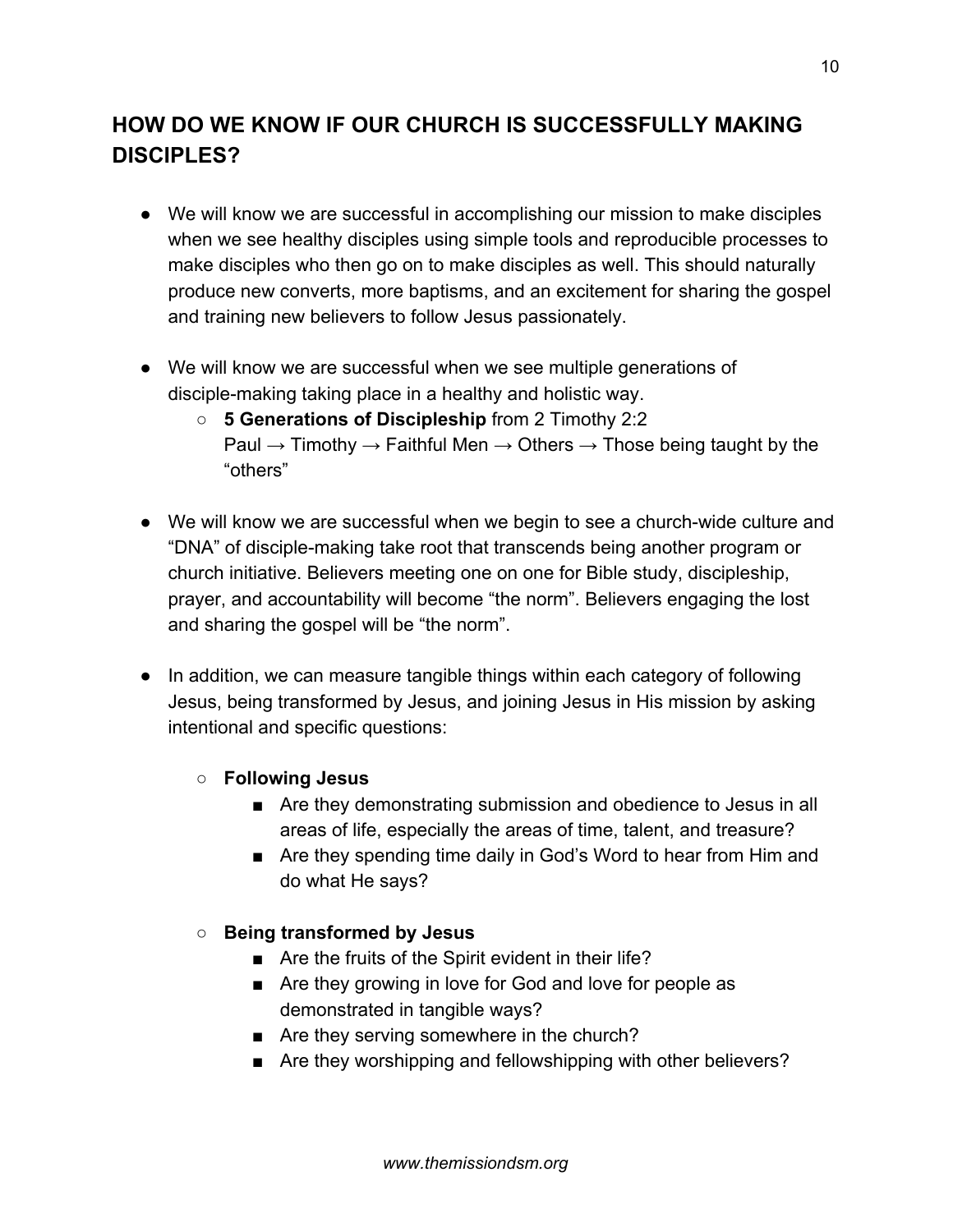## HOW DO WE KNOW IF OUR CHURCH IS SUCCESSFULLY MAKING DISCIPLES?

- We will know we are successful in accomplishing our mission to make disciples when we see healthy disciples using simple tools and reproducible processes to make disciples who then go on to make disciples as well. This should naturally produce new converts, more baptisms, and an excitement for sharing the gospel and training new believers to follow Jesus passionately.

- We will know we are successful when we see multiple generations of disciple-making taking place in a healthy and holistic way.
  - **5 Generations of Discipleship** from 2 Timothy 2:2
    Paul → Timothy → Faithful Men → Others → Those being taught by the "others"

- We will know we are successful when we begin to see a church-wide culture and "DNA" of disciple-making take root that transcends being another program or church initiative. Believers meeting one on one for Bible study, discipleship, prayer, and accountability will become "the norm". Believers engaging the lost and sharing the gospel will be "the norm".

- In addition, we can measure tangible things within each category of following Jesus, being transformed by Jesus, and joining Jesus in His mission by asking intentional and specific questions:

  - **Following Jesus**
    - Are they demonstrating submission and obedience to Jesus in all areas of life, especially the areas of time, talent, and treasure?
    - Are they spending time daily in God's Word to hear from Him and do what He says?

  - **Being transformed by Jesus**
    - Are the fruits of the Spirit evident in their life?
    - Are they growing in love for God and love for people as demonstrated in tangible ways?
    - Are they serving somewhere in the church?
    - Are they worshipping and fellowshipping with other believers?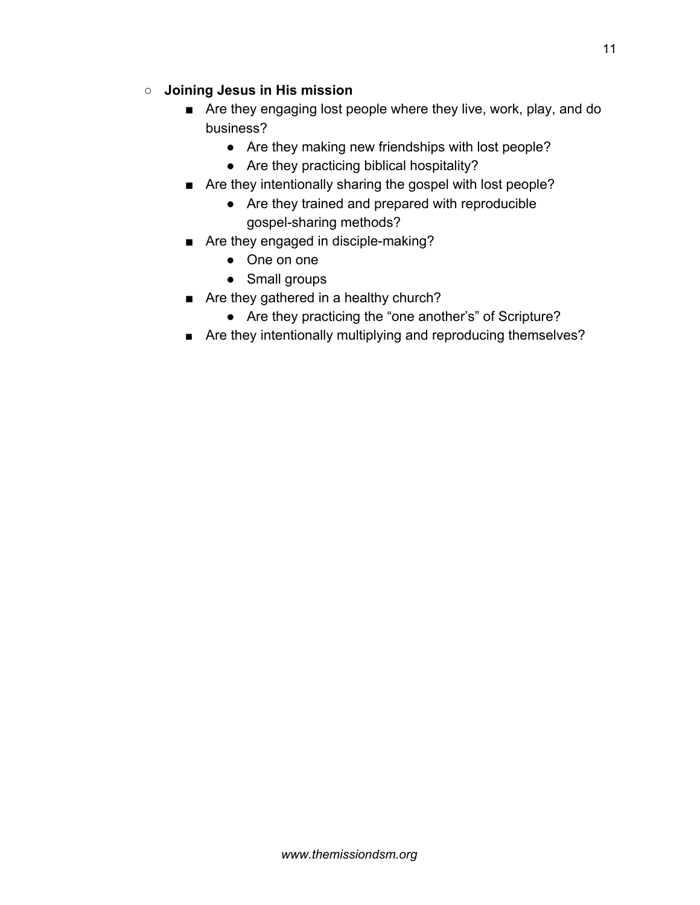- **Joining Jesus in His mission**
    - Are they engaging lost people where they live, work, play, and do business?
        - Are they making new friendships with lost people?
        - Are they practicing biblical hospitality?
    - Are they intentionally sharing the gospel with lost people?
        - Are they trained and prepared with reproducible gospel-sharing methods?
    - Are they engaged in disciple-making?
        - One on one
        - Small groups
    - Are they gathered in a healthy church?
        - Are they practicing the "one another's" of Scripture?
    - Are they intentionally multiplying and reproducing themselves?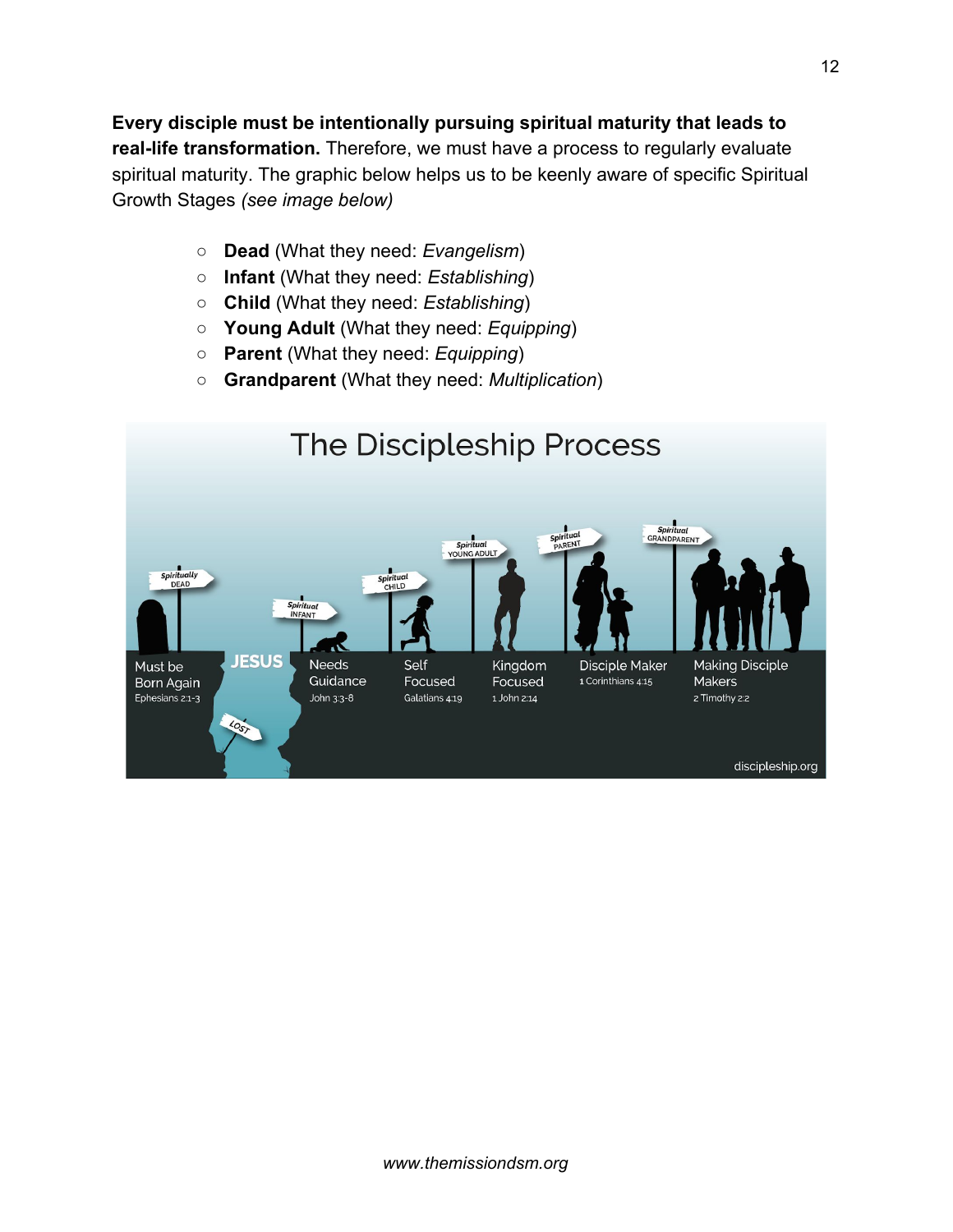**Every disciple must be intentionally pursuing spiritual maturity that leads to real-life transformation.** Therefore, we must have a process to regularly evaluate spiritual maturity. The graphic below helps us to be keenly aware of specific Spiritual Growth Stages *(see image below)*

- **Dead** (What they need: *Evangelism*)
- **Infant** (What they need: *Establishing*)
- **Child** (What they need: *Establishing*)
- **Young Adult** (What they need: *Equipping*)
- **Parent** (What they need: *Equipping*)
- **Grandparent** (What they need: *Multiplication*)

The Discipleship Process

| Spiritually DEAD | | Spiritual INFANT | Spiritual CHILD | Spiritual YOUNG ADULT | Spiritual PARENT | Spiritual GRANDPARENT |
|---|---|---|---|---|---|---|
| Must be Born Again Ephesians 2:1-3 | JESUS | Needs Guidance John 3:3-8 | Self Focused Galatians 4:19 | Kingdom Focused 1 John 2:14 | Disciple Maker 1 Corinthians 4:15 | Making Disciple Makers 2 Timothy 2:2 |

LOST

discipleship.org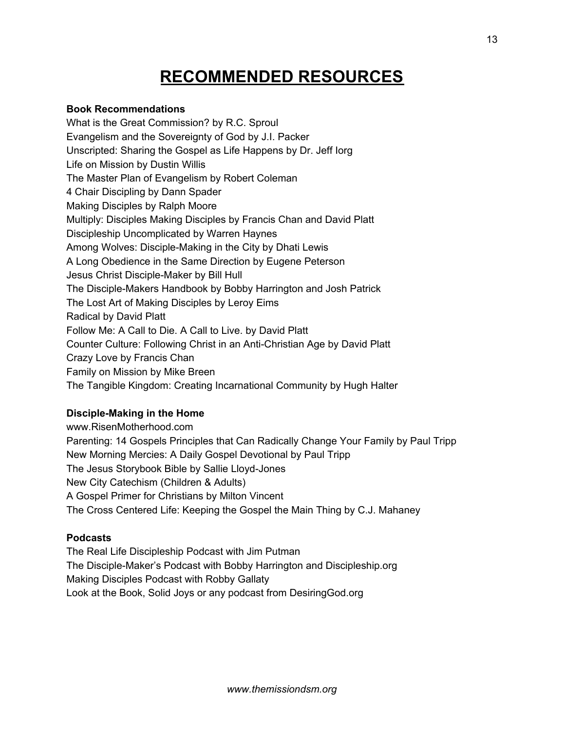# RECOMMENDED RESOURCES

**Book Recommendations**

What is the Great Commission? by R.C. Sproul
Evangelism and the Sovereignty of God by J.I. Packer
Unscripted: Sharing the Gospel as Life Happens by Dr. Jeff Iorg
Life on Mission by Dustin Willis
The Master Plan of Evangelism by Robert Coleman
4 Chair Discipling by Dann Spader
Making Disciples by Ralph Moore
Multiply: Disciples Making Disciples by Francis Chan and David Platt
Discipleship Uncomplicated by Warren Haynes
Among Wolves: Disciple-Making in the City by Dhati Lewis
A Long Obedience in the Same Direction by Eugene Peterson
Jesus Christ Disciple-Maker by Bill Hull
The Disciple-Makers Handbook by Bobby Harrington and Josh Patrick
The Lost Art of Making Disciples by Leroy Eims
Radical by David Platt
Follow Me: A Call to Die. A Call to Live. by David Platt
Counter Culture: Following Christ in an Anti-Christian Age by David Platt
Crazy Love by Francis Chan
Family on Mission by Mike Breen
The Tangible Kingdom: Creating Incarnational Community by Hugh Halter

**Disciple-Making in the Home**

www.RisenMotherhood.com
Parenting: 14 Gospels Principles that Can Radically Change Your Family by Paul Tripp
New Morning Mercies: A Daily Gospel Devotional by Paul Tripp
The Jesus Storybook Bible by Sallie Lloyd-Jones
New City Catechism (Children & Adults)
A Gospel Primer for Christians by Milton Vincent
The Cross Centered Life: Keeping the Gospel the Main Thing by C.J. Mahaney

**Podcasts**

The Real Life Discipleship Podcast with Jim Putman
The Disciple-Maker's Podcast with Bobby Harrington and Discipleship.org
Making Disciples Podcast with Robby Gallaty
Look at the Book, Solid Joys or any podcast from DesiringGod.org